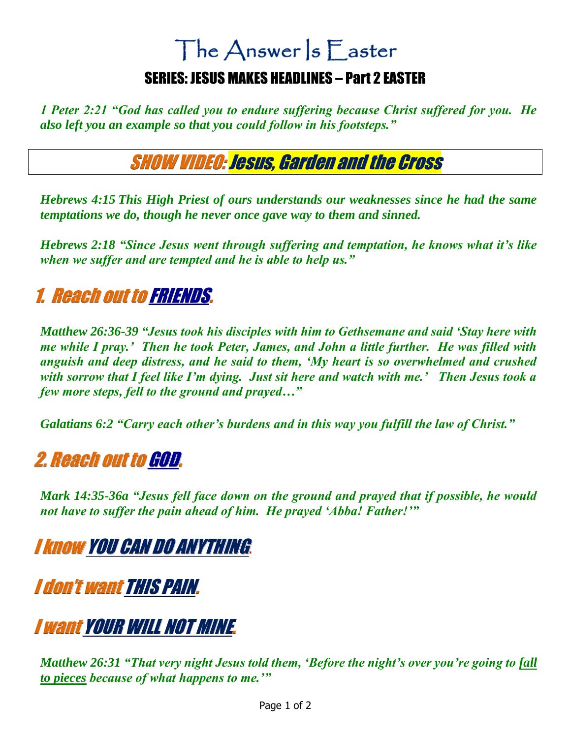# The Answer Is Easter

## SERIES: JESUS MAKES HEADLINES – Part 2 EASTER

***1 Peter 2:21 "God has called you to endure suffering because Christ suffered for you. He also left you an example so that you could follow in his footsteps."***

## SHOW VIDEO: Jesus, Garden and the Cross

***Hebrews 4:15 This High Priest of ours understands our weaknesses since he had the same temptations we do, though he never once gave way to them and sinned.***

***Hebrews 2:18 "Since Jesus went through suffering and temptation, he knows what it's like when we suffer and are tempted and he is able to help us."***

## 1. Reach out to FRIENDS.

***Matthew 26:36-39 "Jesus took his disciples with him to Gethsemane and said 'Stay here with me while I pray.' Then he took Peter, James, and John a little further. He was filled with anguish and deep distress, and he said to them, 'My heart is so overwhelmed and crushed with sorrow that I feel like I'm dying. Just sit here and watch with me.' Then Jesus took a few more steps, fell to the ground and prayed…"***

***Galatians 6:2 "Carry each other's burdens and in this way you fulfill the law of Christ."***

## 2. Reach out to GOD.

***Mark 14:35-36a "Jesus fell face down on the ground and prayed that if possible, he would not have to suffer the pain ahead of him. He prayed 'Abba! Father!'"***

## I know YOU CAN DO ANYTHING.

## I don't want THIS PAIN.

## I want YOUR WILL NOT MINE.

***Matthew 26:31 "That very night Jesus told them, 'Before the night's over you're going to fall to pieces because of what happens to me.'"***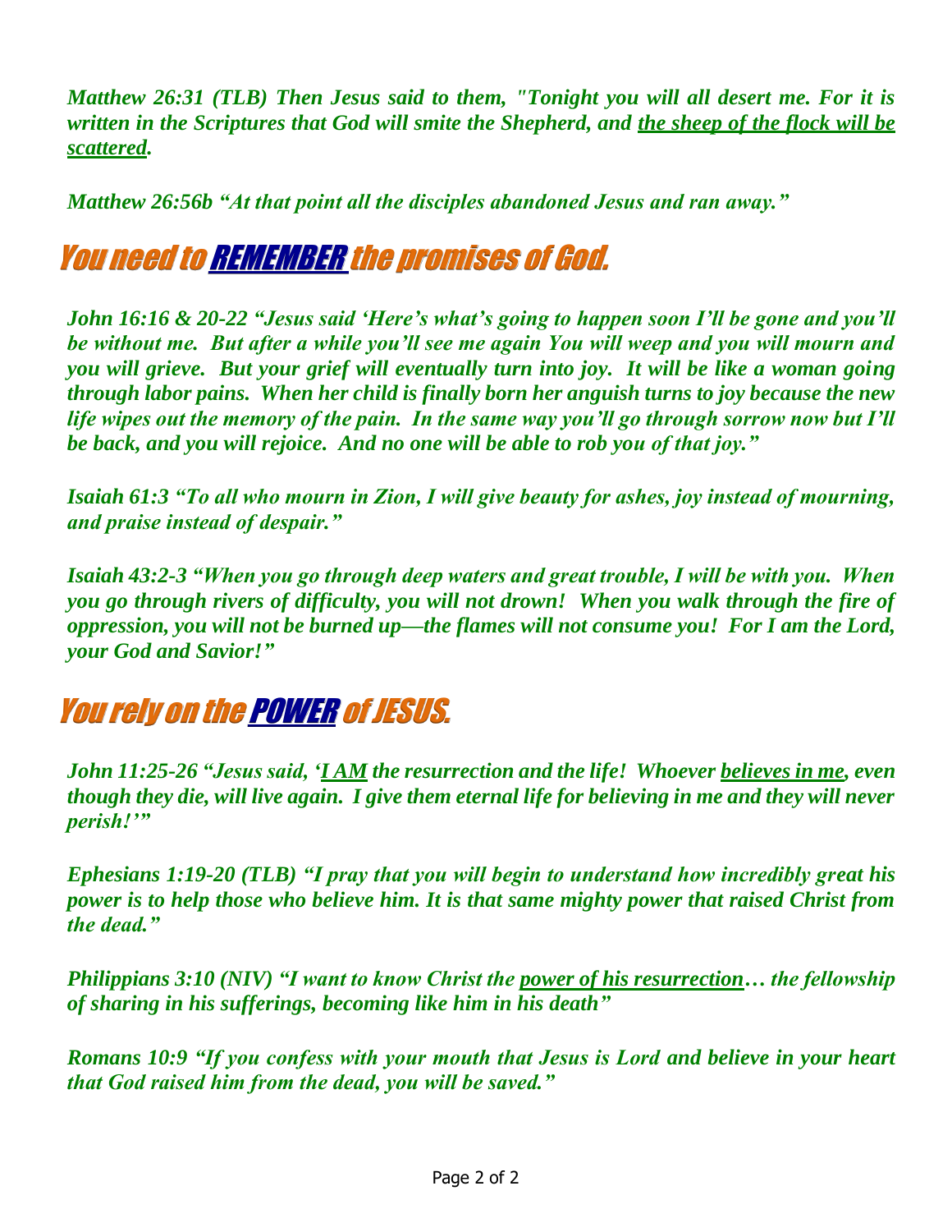*Matthew 26:31 (TLB) Then Jesus said to them, "Tonight you will all desert me. For it is written in the Scriptures that God will smite the Shepherd, and <u>the sheep of the flock will be scattered</u>.*

*Matthew 26:56b "At that point all the disciples abandoned Jesus and ran away."*

## *You need to <u>REMEMBER</u> the promises of God.*

***John 16:16 & 20-22 "Jesus said 'Here's what's going to happen soon I'll be gone and you'll be without me. But after a while you'll see me again You will weep and you will mourn and you will grieve. But your grief will eventually turn into joy. It will be like a woman going through labor pains. When her child is finally born her anguish turns to joy because the new life wipes out the memory of the pain. In the same way you'll go through sorrow now but I'll be back, and you will rejoice. And no one will be able to rob you of that joy."***

***Isaiah 61:3 "To all who mourn in Zion, I will give beauty for ashes, joy instead of mourning, and praise instead of despair."***

***Isaiah 43:2-3 "When you go through deep waters and great trouble, I will be with you. When you go through rivers of difficulty, you will not drown! When you walk through the fire of oppression, you will not be burned up—the flames will not consume you! For I am the Lord, your God and Savior!"***

## *You rely on the <u>POWER</u> of JESUS.*

***John 11:25-26 "Jesus said, '<u>I AM</u> the resurrection and the life! Whoever <u>believes in me</u>, even though they die, will live again. I give them eternal life for believing in me and they will never perish!'"***

***Ephesians 1:19-20 (TLB) "I pray that you will begin to understand how incredibly great his power is to help those who believe him. It is that same mighty power that raised Christ from the dead."***

***Philippians 3:10 (NIV) "I want to know Christ the <u>power of his resurrection</u>… the fellowship of sharing in his sufferings, becoming like him in his death"***

***Romans 10:9 "If you confess with your mouth that Jesus is Lord and believe in your heart that God raised him from the dead, you will be saved."***